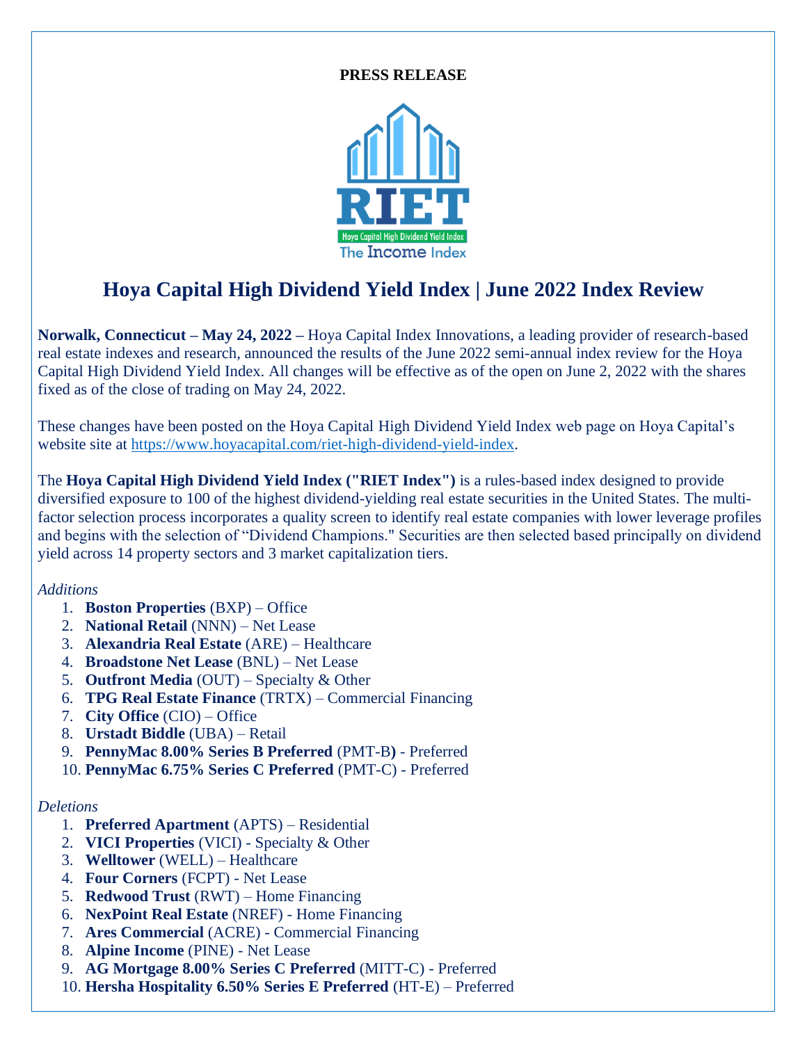**PRESS RELEASE**

# Hoya Capital High Dividend Yield Index | June 2022 Index Review

**Norwalk, Connecticut – May 24, 2022 –** Hoya Capital Index Innovations, a leading provider of research-based real estate indexes and research, announced the results of the June 2022 semi-annual index review for the Hoya Capital High Dividend Yield Index. All changes will be effective as of the open on June 2, 2022 with the shares fixed as of the close of trading on May 24, 2022.

These changes have been posted on the Hoya Capital High Dividend Yield Index web page on Hoya Capital's website site at https://www.hoyacapital.com/riet-high-dividend-yield-index.

The **Hoya Capital High Dividend Yield Index ("RIET Index")** is a rules-based index designed to provide diversified exposure to 100 of the highest dividend-yielding real estate securities in the United States. The multi-factor selection process incorporates a quality screen to identify real estate companies with lower leverage profiles and begins with the selection of "Dividend Champions." Securities are then selected based principally on dividend yield across 14 property sectors and 3 market capitalization tiers.

*Additions*

1. **Boston Properties** (BXP) – Office
2. **National Retail** (NNN) – Net Lease
3. **Alexandria Real Estate** (ARE) – Healthcare
4. **Broadstone Net Lease** (BNL) – Net Lease
5. **Outfront Media** (OUT) – Specialty & Other
6. **TPG Real Estate Finance** (TRTX) – Commercial Financing
7. **City Office** (CIO) – Office
8. **Urstadt Biddle** (UBA) – Retail
9. **PennyMac 8.00% Series B Preferred** (PMT-B) - Preferred
10. **PennyMac 6.75% Series C Preferred** (PMT-C) - Preferred

*Deletions*

1. **Preferred Apartment** (APTS) – Residential
2. **VICI Properties** (VICI) - Specialty & Other
3. **Welltower** (WELL) – Healthcare
4. **Four Corners** (FCPT) - Net Lease
5. **Redwood Trust** (RWT) – Home Financing
6. **NexPoint Real Estate** (NREF) - Home Financing
7. **Ares Commercial** (ACRE) - Commercial Financing
8. **Alpine Income** (PINE) - Net Lease
9. **AG Mortgage 8.00% Series C Preferred** (MITT-C) - Preferred
10. **Hersha Hospitality 6.50% Series E Preferred** (HT-E) – Preferred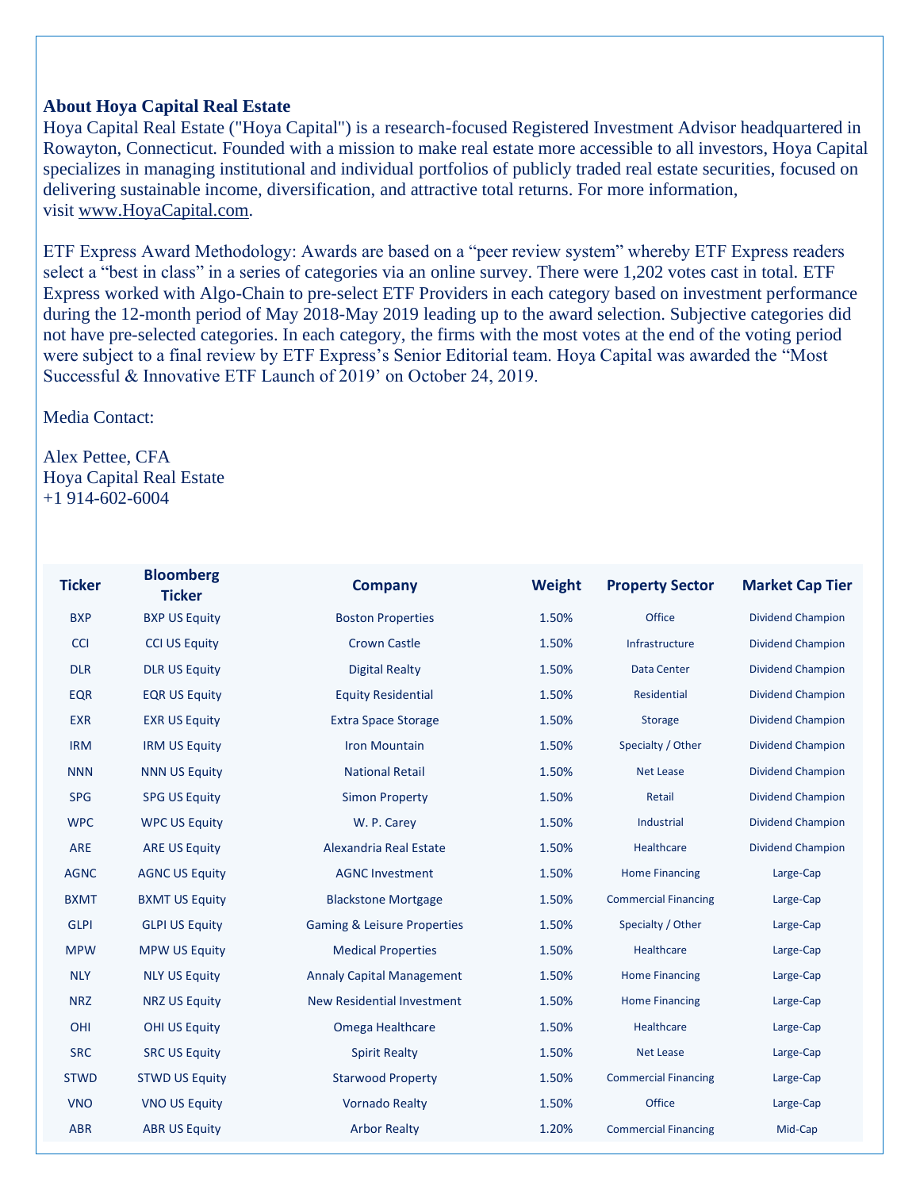**About Hoya Capital Real Estate**

Hoya Capital Real Estate ("Hoya Capital") is a research-focused Registered Investment Advisor headquartered in Rowayton, Connecticut. Founded with a mission to make real estate more accessible to all investors, Hoya Capital specializes in managing institutional and individual portfolios of publicly traded real estate securities, focused on delivering sustainable income, diversification, and attractive total returns. For more information, visit www.HoyaCapital.com.

ETF Express Award Methodology: Awards are based on a "peer review system" whereby ETF Express readers select a "best in class" in a series of categories via an online survey. There were 1,202 votes cast in total. ETF Express worked with Algo-Chain to pre-select ETF Providers in each category based on investment performance during the 12-month period of May 2018-May 2019 leading up to the award selection. Subjective categories did not have pre-selected categories. In each category, the firms with the most votes at the end of the voting period were subject to a final review by ETF Express's Senior Editorial team. Hoya Capital was awarded the "Most Successful & Innovative ETF Launch of 2019' on October 24, 2019.

Media Contact:

Alex Pettee, CFA
Hoya Capital Real Estate
+1 914-602-6004

| Ticker | Bloomberg Ticker | Company | Weight | Property Sector | Market Cap Tier |
|---|---|---|---|---|---|
| BXP | BXP US Equity | Boston Properties | 1.50% | Office | Dividend Champion |
| CCI | CCI US Equity | Crown Castle | 1.50% | Infrastructure | Dividend Champion |
| DLR | DLR US Equity | Digital Realty | 1.50% | Data Center | Dividend Champion |
| EQR | EQR US Equity | Equity Residential | 1.50% | Residential | Dividend Champion |
| EXR | EXR US Equity | Extra Space Storage | 1.50% | Storage | Dividend Champion |
| IRM | IRM US Equity | Iron Mountain | 1.50% | Specialty / Other | Dividend Champion |
| NNN | NNN US Equity | National Retail | 1.50% | Net Lease | Dividend Champion |
| SPG | SPG US Equity | Simon Property | 1.50% | Retail | Dividend Champion |
| WPC | WPC US Equity | W. P. Carey | 1.50% | Industrial | Dividend Champion |
| ARE | ARE US Equity | Alexandria Real Estate | 1.50% | Healthcare | Dividend Champion |
| AGNC | AGNC US Equity | AGNC Investment | 1.50% | Home Financing | Large-Cap |
| BXMT | BXMT US Equity | Blackstone Mortgage | 1.50% | Commercial Financing | Large-Cap |
| GLPI | GLPI US Equity | Gaming & Leisure Properties | 1.50% | Specialty / Other | Large-Cap |
| MPW | MPW US Equity | Medical Properties | 1.50% | Healthcare | Large-Cap |
| NLY | NLY US Equity | Annaly Capital Management | 1.50% | Home Financing | Large-Cap |
| NRZ | NRZ US Equity | New Residential Investment | 1.50% | Home Financing | Large-Cap |
| OHI | OHI US Equity | Omega Healthcare | 1.50% | Healthcare | Large-Cap |
| SRC | SRC US Equity | Spirit Realty | 1.50% | Net Lease | Large-Cap |
| STWD | STWD US Equity | Starwood Property | 1.50% | Commercial Financing | Large-Cap |
| VNO | VNO US Equity | Vornado Realty | 1.50% | Office | Large-Cap |
| ABR | ABR US Equity | Arbor Realty | 1.20% | Commercial Financing | Mid-Cap |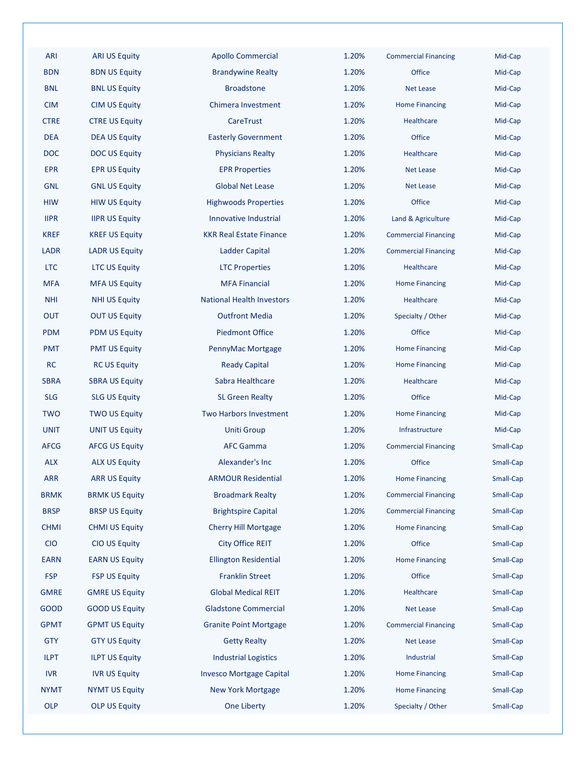| | | | | | |
|---|---|---|---|---|---|
| ARI | ARI US Equity | Apollo Commercial | 1.20% | Commercial Financing | Mid-Cap |
| BDN | BDN US Equity | Brandywine Realty | 1.20% | Office | Mid-Cap |
| BNL | BNL US Equity | Broadstone | 1.20% | Net Lease | Mid-Cap |
| CIM | CIM US Equity | Chimera Investment | 1.20% | Home Financing | Mid-Cap |
| CTRE | CTRE US Equity | CareTrust | 1.20% | Healthcare | Mid-Cap |
| DEA | DEA US Equity | Easterly Government | 1.20% | Office | Mid-Cap |
| DOC | DOC US Equity | Physicians Realty | 1.20% | Healthcare | Mid-Cap |
| EPR | EPR US Equity | EPR Properties | 1.20% | Net Lease | Mid-Cap |
| GNL | GNL US Equity | Global Net Lease | 1.20% | Net Lease | Mid-Cap |
| HIW | HIW US Equity | Highwoods Properties | 1.20% | Office | Mid-Cap |
| IIPR | IIPR US Equity | Innovative Industrial | 1.20% | Land & Agriculture | Mid-Cap |
| KREF | KREF US Equity | KKR Real Estate Finance | 1.20% | Commercial Financing | Mid-Cap |
| LADR | LADR US Equity | Ladder Capital | 1.20% | Commercial Financing | Mid-Cap |
| LTC | LTC US Equity | LTC Properties | 1.20% | Healthcare | Mid-Cap |
| MFA | MFA US Equity | MFA Financial | 1.20% | Home Financing | Mid-Cap |
| NHI | NHI US Equity | National Health Investors | 1.20% | Healthcare | Mid-Cap |
| OUT | OUT US Equity | Outfront Media | 1.20% | Specialty / Other | Mid-Cap |
| PDM | PDM US Equity | Piedmont Office | 1.20% | Office | Mid-Cap |
| PMT | PMT US Equity | PennyMac Mortgage | 1.20% | Home Financing | Mid-Cap |
| RC | RC US Equity | Ready Capital | 1.20% | Home Financing | Mid-Cap |
| SBRA | SBRA US Equity | Sabra Healthcare | 1.20% | Healthcare | Mid-Cap |
| SLG | SLG US Equity | SL Green Realty | 1.20% | Office | Mid-Cap |
| TWO | TWO US Equity | Two Harbors Investment | 1.20% | Home Financing | Mid-Cap |
| UNIT | UNIT US Equity | Uniti Group | 1.20% | Infrastructure | Mid-Cap |
| AFCG | AFCG US Equity | AFC Gamma | 1.20% | Commercial Financing | Small-Cap |
| ALX | ALX US Equity | Alexander's Inc | 1.20% | Office | Small-Cap |
| ARR | ARR US Equity | ARMOUR Residential | 1.20% | Home Financing | Small-Cap |
| BRMK | BRMK US Equity | Broadmark Realty | 1.20% | Commercial Financing | Small-Cap |
| BRSP | BRSP US Equity | Brightspire Capital | 1.20% | Commercial Financing | Small-Cap |
| CHMI | CHMI US Equity | Cherry Hill Mortgage | 1.20% | Home Financing | Small-Cap |
| CIO | CIO US Equity | City Office REIT | 1.20% | Office | Small-Cap |
| EARN | EARN US Equity | Ellington Residential | 1.20% | Home Financing | Small-Cap |
| FSP | FSP US Equity | Franklin Street | 1.20% | Office | Small-Cap |
| GMRE | GMRE US Equity | Global Medical REIT | 1.20% | Healthcare | Small-Cap |
| GOOD | GOOD US Equity | Gladstone Commercial | 1.20% | Net Lease | Small-Cap |
| GPMT | GPMT US Equity | Granite Point Mortgage | 1.20% | Commercial Financing | Small-Cap |
| GTY | GTY US Equity | Getty Realty | 1.20% | Net Lease | Small-Cap |
| ILPT | ILPT US Equity | Industrial Logistics | 1.20% | Industrial | Small-Cap |
| IVR | IVR US Equity | Invesco Mortgage Capital | 1.20% | Home Financing | Small-Cap |
| NYMT | NYMT US Equity | New York Mortgage | 1.20% | Home Financing | Small-Cap |
| OLP | OLP US Equity | One Liberty | 1.20% | Specialty / Other | Small-Cap |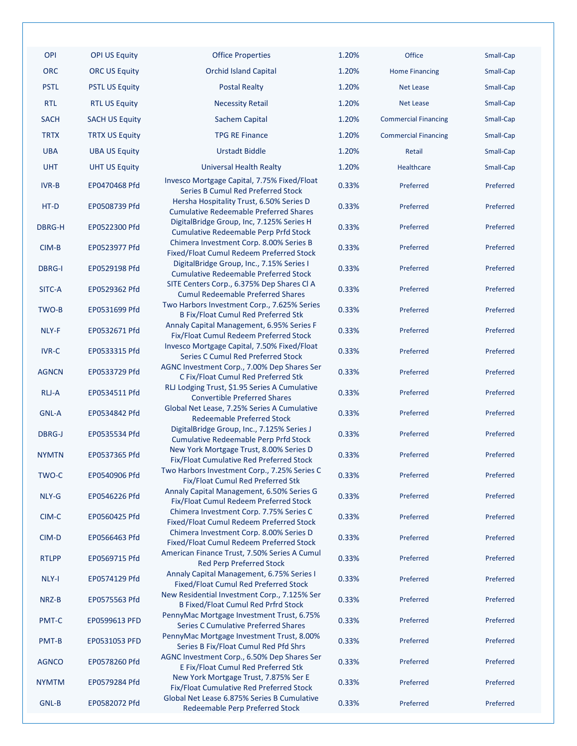| | | | | | |
|---|---|---|---|---|---|
| OPI | OPI US Equity | Office Properties | 1.20% | Office | Small-Cap |
| ORC | ORC US Equity | Orchid Island Capital | 1.20% | Home Financing | Small-Cap |
| PSTL | PSTL US Equity | Postal Realty | 1.20% | Net Lease | Small-Cap |
| RTL | RTL US Equity | Necessity Retail | 1.20% | Net Lease | Small-Cap |
| SACH | SACH US Equity | Sachem Capital | 1.20% | Commercial Financing | Small-Cap |
| TRTX | TRTX US Equity | TPG RE Finance | 1.20% | Commercial Financing | Small-Cap |
| UBA | UBA US Equity | Urstadt Biddle | 1.20% | Retail | Small-Cap |
| UHT | UHT US Equity | Universal Health Realty | 1.20% | Healthcare | Small-Cap |
| IVR-B | EP0470468 Pfd | Invesco Mortgage Capital, 7.75% Fixed/Float Series B Cumul Red Preferred Stock | 0.33% | Preferred | Preferred |
| HT-D | EP0508739 Pfd | Hersha Hospitality Trust, 6.50% Series D Cumulative Redeemable Preferred Shares | 0.33% | Preferred | Preferred |
| DBRG-H | EP0522300 Pfd | DigitalBridge Group, Inc, 7.125% Series H Cumulative Redeemable Perp Prfd Stock | 0.33% | Preferred | Preferred |
| CIM-B | EP0523977 Pfd | Chimera Investment Corp. 8.00% Series B Fixed/Float Cumul Redeem Preferred Stock | 0.33% | Preferred | Preferred |
| DBRG-I | EP0529198 Pfd | DigitalBridge Group, Inc., 7.15% Series I Cumulative Redeemable Preferred Stock | 0.33% | Preferred | Preferred |
| SITC-A | EP0529362 Pfd | SITE Centers Corp., 6.375% Dep Shares Cl A Cumul Redeemable Preferred Shares | 0.33% | Preferred | Preferred |
| TWO-B | EP0531699 Pfd | Two Harbors Investment Corp., 7.625% Series B Fix/Float Cumul Red Preferred Stk | 0.33% | Preferred | Preferred |
| NLY-F | EP0532671 Pfd | Annaly Capital Management, 6.95% Series F Fix/Float Cumul Redeem Preferred Stock | 0.33% | Preferred | Preferred |
| IVR-C | EP0533315 Pfd | Invesco Mortgage Capital, 7.50% Fixed/Float Series C Cumul Red Preferred Stock | 0.33% | Preferred | Preferred |
| AGNCN | EP0533729 Pfd | AGNC Investment Corp., 7.00% Dep Shares Ser C Fix/Float Cumul Red Preferred Stk | 0.33% | Preferred | Preferred |
| RLJ-A | EP0534511 Pfd | RLJ Lodging Trust, $1.95 Series A Cumulative Convertible Preferred Shares | 0.33% | Preferred | Preferred |
| GNL-A | EP0534842 Pfd | Global Net Lease, 7.25% Series A Cumulative Redeemable Preferred Stock | 0.33% | Preferred | Preferred |
| DBRG-J | EP0535534 Pfd | DigitalBridge Group, Inc., 7.125% Series J Cumulative Redeemable Perp Prfd Stock | 0.33% | Preferred | Preferred |
| NYMTN | EP0537365 Pfd | New York Mortgage Trust, 8.00% Series D Fix/Float Cumulative Red Preferred Stock | 0.33% | Preferred | Preferred |
| TWO-C | EP0540906 Pfd | Two Harbors Investment Corp., 7.25% Series C Fix/Float Cumul Red Preferred Stk | 0.33% | Preferred | Preferred |
| NLY-G | EP0546226 Pfd | Annaly Capital Management, 6.50% Series G Fix/Float Cumul Redeem Preferred Stock | 0.33% | Preferred | Preferred |
| CIM-C | EP0560425 Pfd | Chimera Investment Corp. 7.75% Series C Fixed/Float Cumul Redeem Preferred Stock | 0.33% | Preferred | Preferred |
| CIM-D | EP0566463 Pfd | Chimera Investment Corp. 8.00% Series D Fixed/Float Cumul Redeem Preferred Stock | 0.33% | Preferred | Preferred |
| RTLPP | EP0569715 Pfd | American Finance Trust, 7.50% Series A Cumul Red Perp Preferred Stock | 0.33% | Preferred | Preferred |
| NLY-I | EP0574129 Pfd | Annaly Capital Management, 6.75% Series I Fixed/Float Cumul Red Preferred Stock | 0.33% | Preferred | Preferred |
| NRZ-B | EP0575563 Pfd | New Residential Investment Corp., 7.125% Ser B Fixed/Float Cumul Red Prfrd Stock | 0.33% | Preferred | Preferred |
| PMT-C | EP0599613 PFD | PennyMac Mortgage Investment Trust, 6.75% Series C Cumulative Preferred Shares | 0.33% | Preferred | Preferred |
| PMT-B | EP0531053 PFD | PennyMac Mortgage Investment Trust, 8.00% Series B Fix/Float Cumul Red Pfd Shrs | 0.33% | Preferred | Preferred |
| AGNCO | EP0578260 Pfd | AGNC Investment Corp., 6.50% Dep Shares Ser E Fix/Float Cumul Red Preferred Stk | 0.33% | Preferred | Preferred |
| NYMTM | EP0579284 Pfd | New York Mortgage Trust, 7.875% Ser E Fix/Float Cumulative Red Preferred Stock | 0.33% | Preferred | Preferred |
| GNL-B | EP0582072 Pfd | Global Net Lease 6.875% Series B Cumulative Redeemable Perp Preferred Stock | 0.33% | Preferred | Preferred |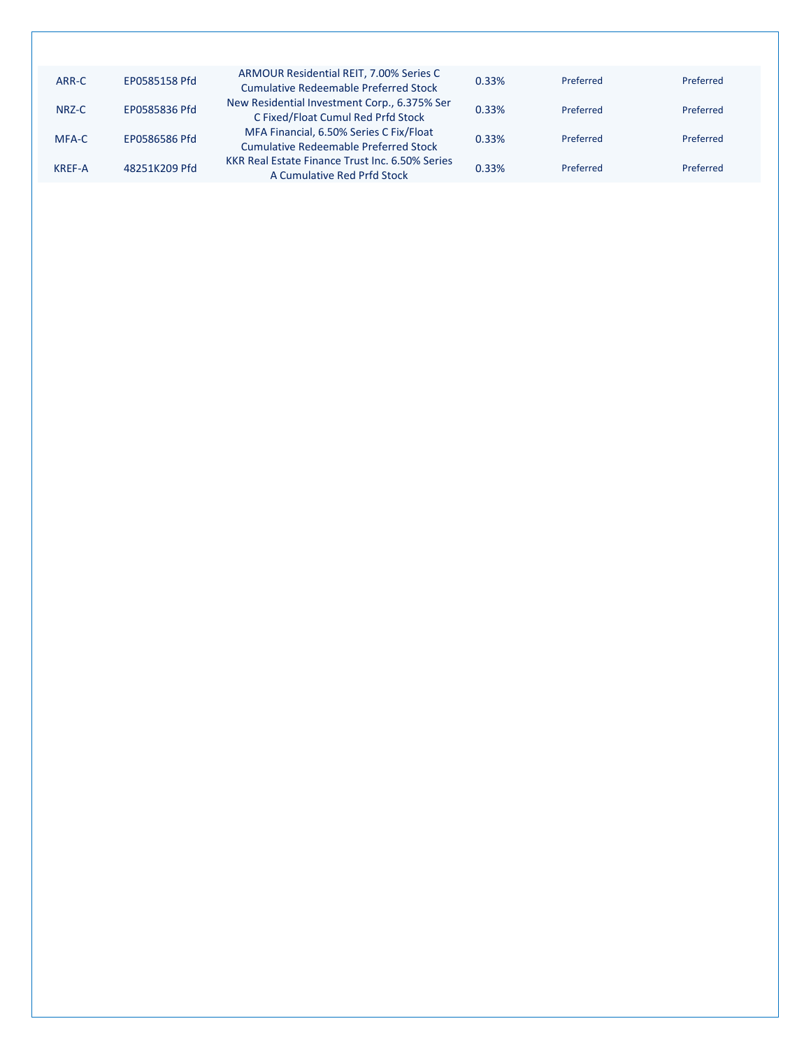| | | | | | |
|---|---|---|---|---|---|
| ARR-C | EP0585158 Pfd | ARMOUR Residential REIT, 7.00% Series C Cumulative Redeemable Preferred Stock | 0.33% | Preferred | Preferred |
| NRZ-C | EP0585836 Pfd | New Residential Investment Corp., 6.375% Ser C Fixed/Float Cumul Red Prfd Stock | 0.33% | Preferred | Preferred |
| MFA-C | EP0586586 Pfd | MFA Financial, 6.50% Series C Fix/Float Cumulative Redeemable Preferred Stock | 0.33% | Preferred | Preferred |
| KREF-A | 48251K209 Pfd | KKR Real Estate Finance Trust Inc. 6.50% Series A Cumulative Red Prfd Stock | 0.33% | Preferred | Preferred |